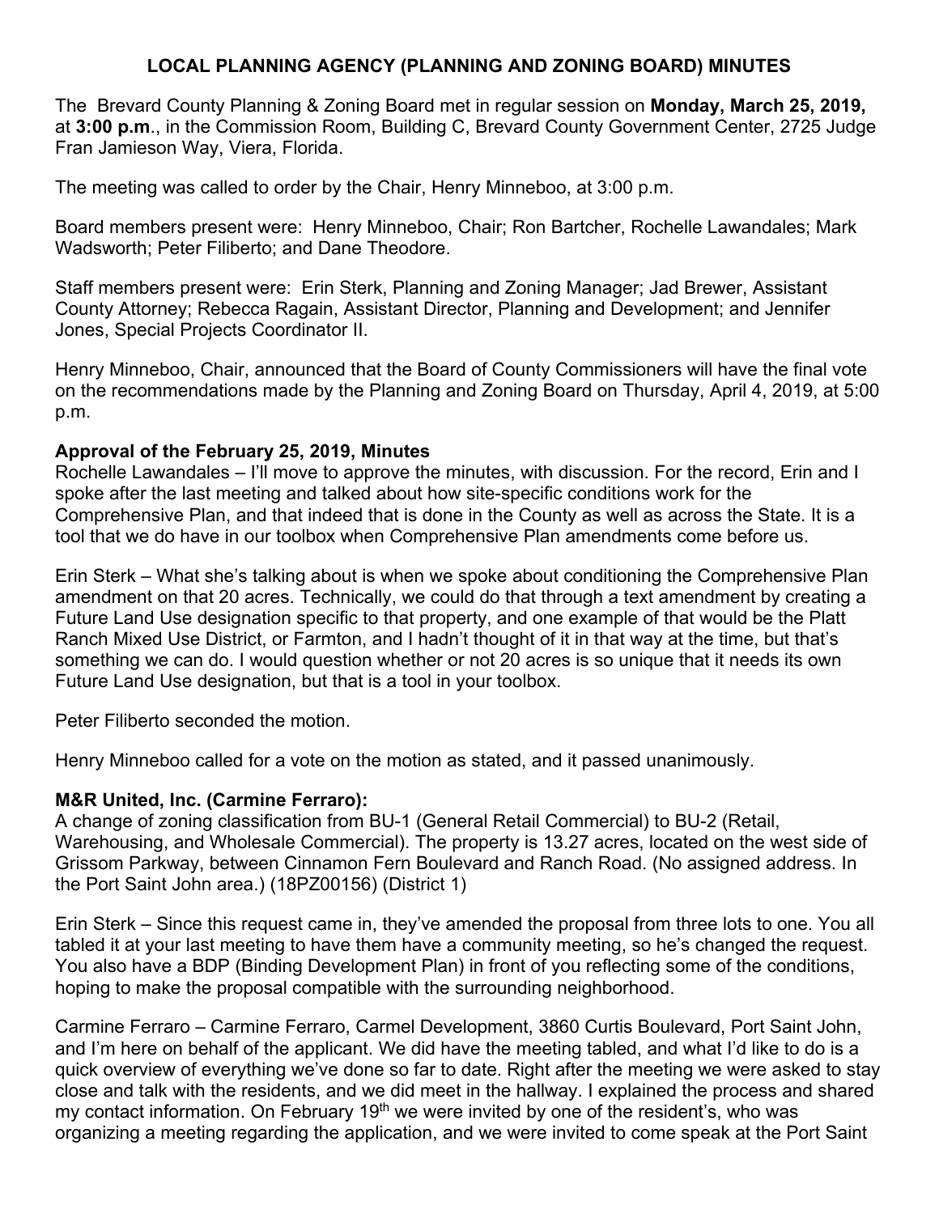# LOCAL PLANNING AGENCY (PLANNING AND ZONING BOARD) MINUTES

The Brevard County Planning & Zoning Board met in regular session on **Monday, March 25, 2019,** at **3:00 p.m**., in the Commission Room, Building C, Brevard County Government Center, 2725 Judge Fran Jamieson Way, Viera, Florida.

The meeting was called to order by the Chair, Henry Minneboo, at 3:00 p.m.

Board members present were: Henry Minneboo, Chair; Ron Bartcher, Rochelle Lawandales; Mark Wadsworth; Peter Filiberto; and Dane Theodore.

Staff members present were: Erin Sterk, Planning and Zoning Manager; Jad Brewer, Assistant County Attorney; Rebecca Ragain, Assistant Director, Planning and Development; and Jennifer Jones, Special Projects Coordinator II.

Henry Minneboo, Chair, announced that the Board of County Commissioners will have the final vote on the recommendations made by the Planning and Zoning Board on Thursday, April 4, 2019, at 5:00 p.m.

**Approval of the February 25, 2019, Minutes**

Rochelle Lawandales – I'll move to approve the minutes, with discussion. For the record, Erin and I spoke after the last meeting and talked about how site-specific conditions work for the Comprehensive Plan, and that indeed that is done in the County as well as across the State. It is a tool that we do have in our toolbox when Comprehensive Plan amendments come before us.

Erin Sterk – What she's talking about is when we spoke about conditioning the Comprehensive Plan amendment on that 20 acres. Technically, we could do that through a text amendment by creating a Future Land Use designation specific to that property, and one example of that would be the Platt Ranch Mixed Use District, or Farmton, and I hadn't thought of it in that way at the time, but that's something we can do. I would question whether or not 20 acres is so unique that it needs its own Future Land Use designation, but that is a tool in your toolbox.

Peter Filiberto seconded the motion.

Henry Minneboo called for a vote on the motion as stated, and it passed unanimously.

**M&R United, Inc. (Carmine Ferraro):**

A change of zoning classification from BU-1 (General Retail Commercial) to BU-2 (Retail, Warehousing, and Wholesale Commercial). The property is 13.27 acres, located on the west side of Grissom Parkway, between Cinnamon Fern Boulevard and Ranch Road. (No assigned address. In the Port Saint John area.) (18PZ00156) (District 1)

Erin Sterk – Since this request came in, they've amended the proposal from three lots to one. You all tabled it at your last meeting to have them have a community meeting, so he's changed the request. You also have a BDP (Binding Development Plan) in front of you reflecting some of the conditions, hoping to make the proposal compatible with the surrounding neighborhood.

Carmine Ferraro – Carmine Ferraro, Carmel Development, 3860 Curtis Boulevard, Port Saint John, and I'm here on behalf of the applicant. We did have the meeting tabled, and what I'd like to do is a quick overview of everything we've done so far to date. Right after the meeting we were asked to stay close and talk with the residents, and we did meet in the hallway. I explained the process and shared my contact information. On February 19th we were invited by one of the resident's, who was organizing a meeting regarding the application, and we were invited to come speak at the Port Saint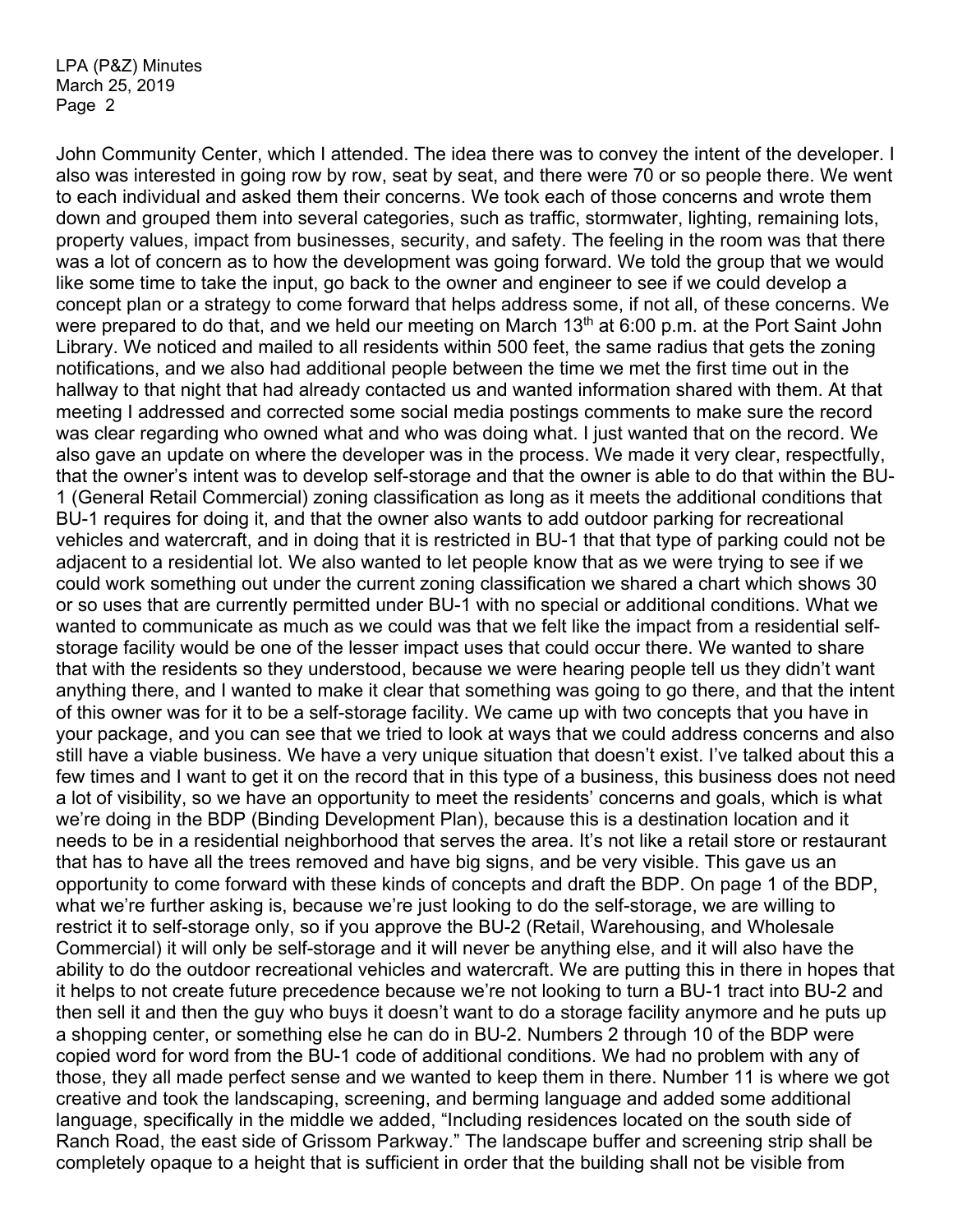John Community Center, which I attended. The idea there was to convey the intent of the developer. I also was interested in going row by row, seat by seat, and there were 70 or so people there. We went to each individual and asked them their concerns. We took each of those concerns and wrote them down and grouped them into several categories, such as traffic, stormwater, lighting, remaining lots, property values, impact from businesses, security, and safety. The feeling in the room was that there was a lot of concern as to how the development was going forward. We told the group that we would like some time to take the input, go back to the owner and engineer to see if we could develop a concept plan or a strategy to come forward that helps address some, if not all, of these concerns. We were prepared to do that, and we held our meeting on March 13th at 6:00 p.m. at the Port Saint John Library. We noticed and mailed to all residents within 500 feet, the same radius that gets the zoning notifications, and we also had additional people between the time we met the first time out in the hallway to that night that had already contacted us and wanted information shared with them. At that meeting I addressed and corrected some social media postings comments to make sure the record was clear regarding who owned what and who was doing what. I just wanted that on the record. We also gave an update on where the developer was in the process. We made it very clear, respectfully, that the owner's intent was to develop self-storage and that the owner is able to do that within the BU-1 (General Retail Commercial) zoning classification as long as it meets the additional conditions that BU-1 requires for doing it, and that the owner also wants to add outdoor parking for recreational vehicles and watercraft, and in doing that it is restricted in BU-1 that that type of parking could not be adjacent to a residential lot. We also wanted to let people know that as we were trying to see if we could work something out under the current zoning classification we shared a chart which shows 30 or so uses that are currently permitted under BU-1 with no special or additional conditions. What we wanted to communicate as much as we could was that we felt like the impact from a residential self-storage facility would be one of the lesser impact uses that could occur there. We wanted to share that with the residents so they understood, because we were hearing people tell us they didn't want anything there, and I wanted to make it clear that something was going to go there, and that the intent of this owner was for it to be a self-storage facility. We came up with two concepts that you have in your package, and you can see that we tried to look at ways that we could address concerns and also still have a viable business. We have a very unique situation that doesn't exist. I've talked about this a few times and I want to get it on the record that in this type of a business, this business does not need a lot of visibility, so we have an opportunity to meet the residents' concerns and goals, which is what we're doing in the BDP (Binding Development Plan), because this is a destination location and it needs to be in a residential neighborhood that serves the area. It's not like a retail store or restaurant that has to have all the trees removed and have big signs, and be very visible. This gave us an opportunity to come forward with these kinds of concepts and draft the BDP. On page 1 of the BDP, what we're further asking is, because we're just looking to do the self-storage, we are willing to restrict it to self-storage only, so if you approve the BU-2 (Retail, Warehousing, and Wholesale Commercial) it will only be self-storage and it will never be anything else, and it will also have the ability to do the outdoor recreational vehicles and watercraft. We are putting this in there in hopes that it helps to not create future precedence because we're not looking to turn a BU-1 tract into BU-2 and then sell it and then the guy who buys it doesn't want to do a storage facility anymore and he puts up a shopping center, or something else he can do in BU-2. Numbers 2 through 10 of the BDP were copied word for word from the BU-1 code of additional conditions. We had no problem with any of those, they all made perfect sense and we wanted to keep them in there. Number 11 is where we got creative and took the landscaping, screening, and berming language and added some additional language, specifically in the middle we added, "Including residences located on the south side of Ranch Road, the east side of Grissom Parkway." The landscape buffer and screening strip shall be completely opaque to a height that is sufficient in order that the building shall not be visible from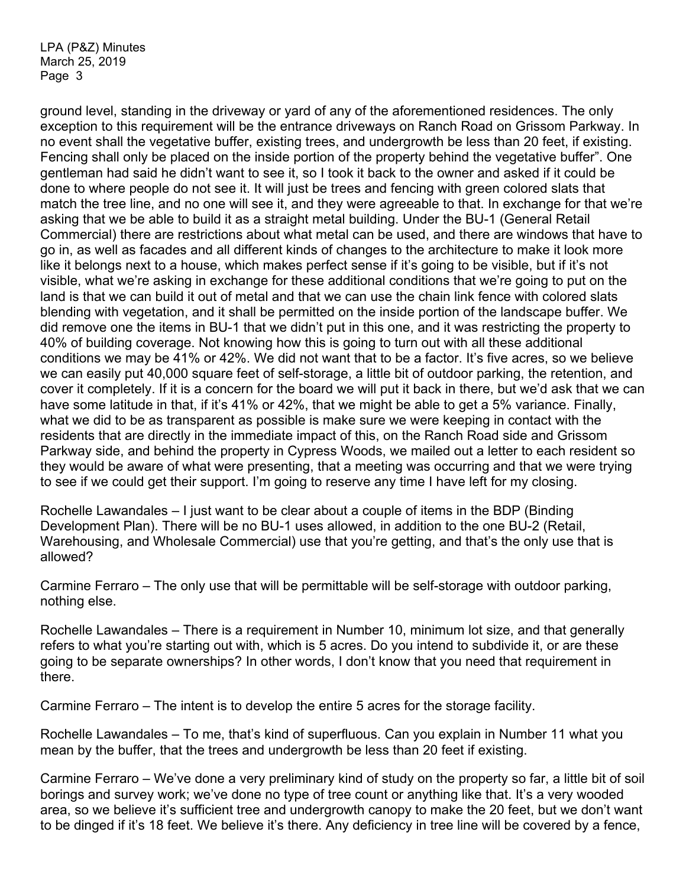ground level, standing in the driveway or yard of any of the aforementioned residences. The only exception to this requirement will be the entrance driveways on Ranch Road on Grissom Parkway. In no event shall the vegetative buffer, existing trees, and undergrowth be less than 20 feet, if existing. Fencing shall only be placed on the inside portion of the property behind the vegetative buffer". One gentleman had said he didn't want to see it, so I took it back to the owner and asked if it could be done to where people do not see it. It will just be trees and fencing with green colored slats that match the tree line, and no one will see it, and they were agreeable to that. In exchange for that we're asking that we be able to build it as a straight metal building. Under the BU-1 (General Retail Commercial) there are restrictions about what metal can be used, and there are windows that have to go in, as well as facades and all different kinds of changes to the architecture to make it look more like it belongs next to a house, which makes perfect sense if it's going to be visible, but if it's not visible, what we're asking in exchange for these additional conditions that we're going to put on the land is that we can build it out of metal and that we can use the chain link fence with colored slats blending with vegetation, and it shall be permitted on the inside portion of the landscape buffer. We did remove one the items in BU-1 that we didn't put in this one, and it was restricting the property to 40% of building coverage. Not knowing how this is going to turn out with all these additional conditions we may be 41% or 42%. We did not want that to be a factor. It's five acres, so we believe we can easily put 40,000 square feet of self-storage, a little bit of outdoor parking, the retention, and cover it completely. If it is a concern for the board we will put it back in there, but we'd ask that we can have some latitude in that, if it's 41% or 42%, that we might be able to get a 5% variance. Finally, what we did to be as transparent as possible is make sure we were keeping in contact with the residents that are directly in the immediate impact of this, on the Ranch Road side and Grissom Parkway side, and behind the property in Cypress Woods, we mailed out a letter to each resident so they would be aware of what were presenting, that a meeting was occurring and that we were trying to see if we could get their support. I'm going to reserve any time I have left for my closing.

Rochelle Lawandales – I just want to be clear about a couple of items in the BDP (Binding Development Plan). There will be no BU-1 uses allowed, in addition to the one BU-2 (Retail, Warehousing, and Wholesale Commercial) use that you're getting, and that's the only use that is allowed?

Carmine Ferraro – The only use that will be permittable will be self-storage with outdoor parking, nothing else.

Rochelle Lawandales – There is a requirement in Number 10, minimum lot size, and that generally refers to what you're starting out with, which is 5 acres. Do you intend to subdivide it, or are these going to be separate ownerships? In other words, I don't know that you need that requirement in there.

Carmine Ferraro – The intent is to develop the entire 5 acres for the storage facility.

Rochelle Lawandales – To me, that's kind of superfluous. Can you explain in Number 11 what you mean by the buffer, that the trees and undergrowth be less than 20 feet if existing.

Carmine Ferraro – We've done a very preliminary kind of study on the property so far, a little bit of soil borings and survey work; we've done no type of tree count or anything like that. It's a very wooded area, so we believe it's sufficient tree and undergrowth canopy to make the 20 feet, but we don't want to be dinged if it's 18 feet. We believe it's there. Any deficiency in tree line will be covered by a fence,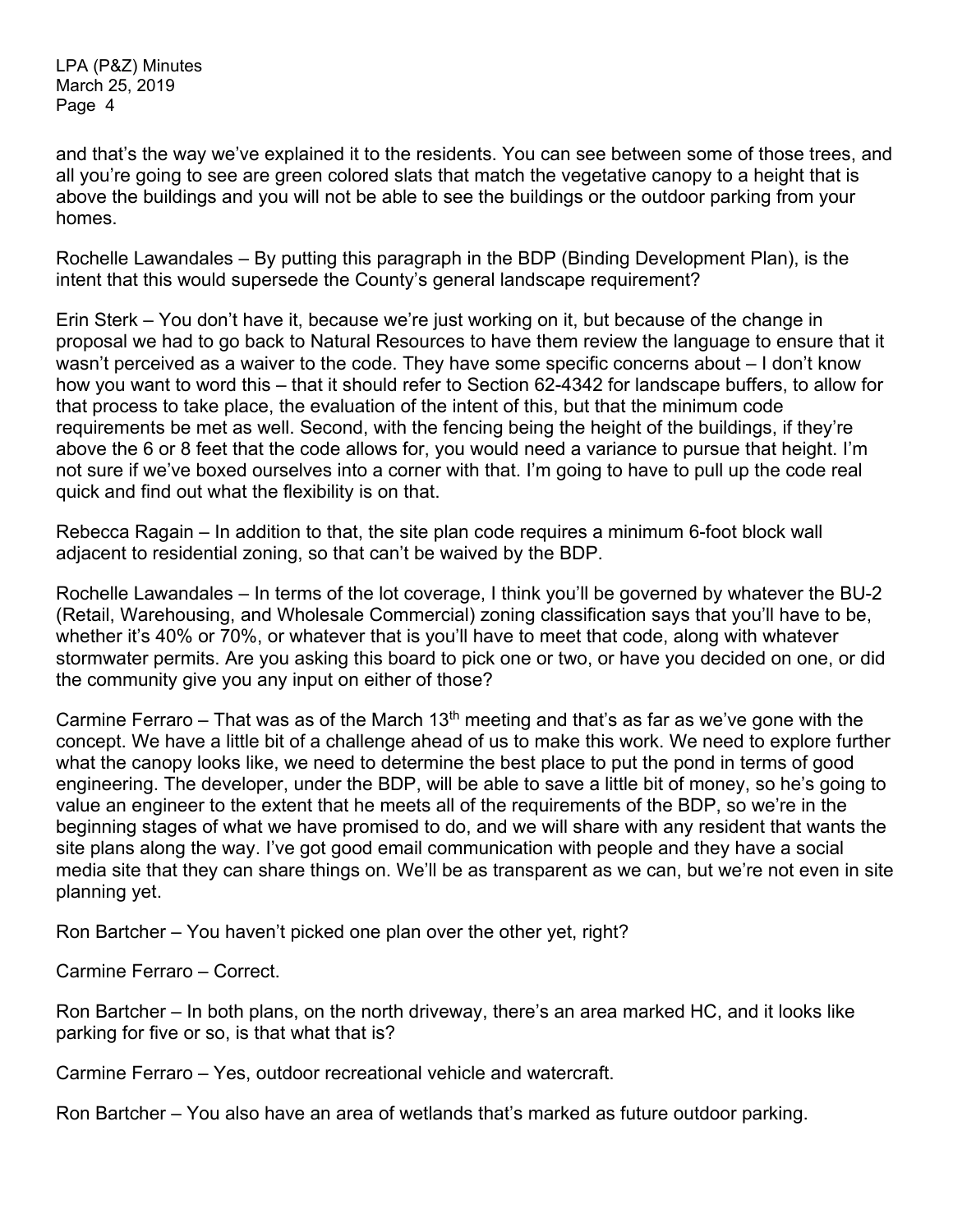and that's the way we've explained it to the residents. You can see between some of those trees, and all you're going to see are green colored slats that match the vegetative canopy to a height that is above the buildings and you will not be able to see the buildings or the outdoor parking from your homes.

Rochelle Lawandales – By putting this paragraph in the BDP (Binding Development Plan), is the intent that this would supersede the County's general landscape requirement?

Erin Sterk – You don't have it, because we're just working on it, but because of the change in proposal we had to go back to Natural Resources to have them review the language to ensure that it wasn't perceived as a waiver to the code. They have some specific concerns about – I don't know how you want to word this – that it should refer to Section 62-4342 for landscape buffers, to allow for that process to take place, the evaluation of the intent of this, but that the minimum code requirements be met as well. Second, with the fencing being the height of the buildings, if they're above the 6 or 8 feet that the code allows for, you would need a variance to pursue that height. I'm not sure if we've boxed ourselves into a corner with that. I'm going to have to pull up the code real quick and find out what the flexibility is on that.

Rebecca Ragain – In addition to that, the site plan code requires a minimum 6-foot block wall adjacent to residential zoning, so that can't be waived by the BDP.

Rochelle Lawandales – In terms of the lot coverage, I think you'll be governed by whatever the BU-2 (Retail, Warehousing, and Wholesale Commercial) zoning classification says that you'll have to be, whether it's 40% or 70%, or whatever that is you'll have to meet that code, along with whatever stormwater permits. Are you asking this board to pick one or two, or have you decided on one, or did the community give you any input on either of those?

Carmine Ferraro – That was as of the March 13th meeting and that's as far as we've gone with the concept. We have a little bit of a challenge ahead of us to make this work. We need to explore further what the canopy looks like, we need to determine the best place to put the pond in terms of good engineering. The developer, under the BDP, will be able to save a little bit of money, so he's going to value an engineer to the extent that he meets all of the requirements of the BDP, so we're in the beginning stages of what we have promised to do, and we will share with any resident that wants the site plans along the way. I've got good email communication with people and they have a social media site that they can share things on. We'll be as transparent as we can, but we're not even in site planning yet.

Ron Bartcher – You haven't picked one plan over the other yet, right?

Carmine Ferraro – Correct.

Ron Bartcher – In both plans, on the north driveway, there's an area marked HC, and it looks like parking for five or so, is that what that is?

Carmine Ferraro – Yes, outdoor recreational vehicle and watercraft.

Ron Bartcher – You also have an area of wetlands that's marked as future outdoor parking.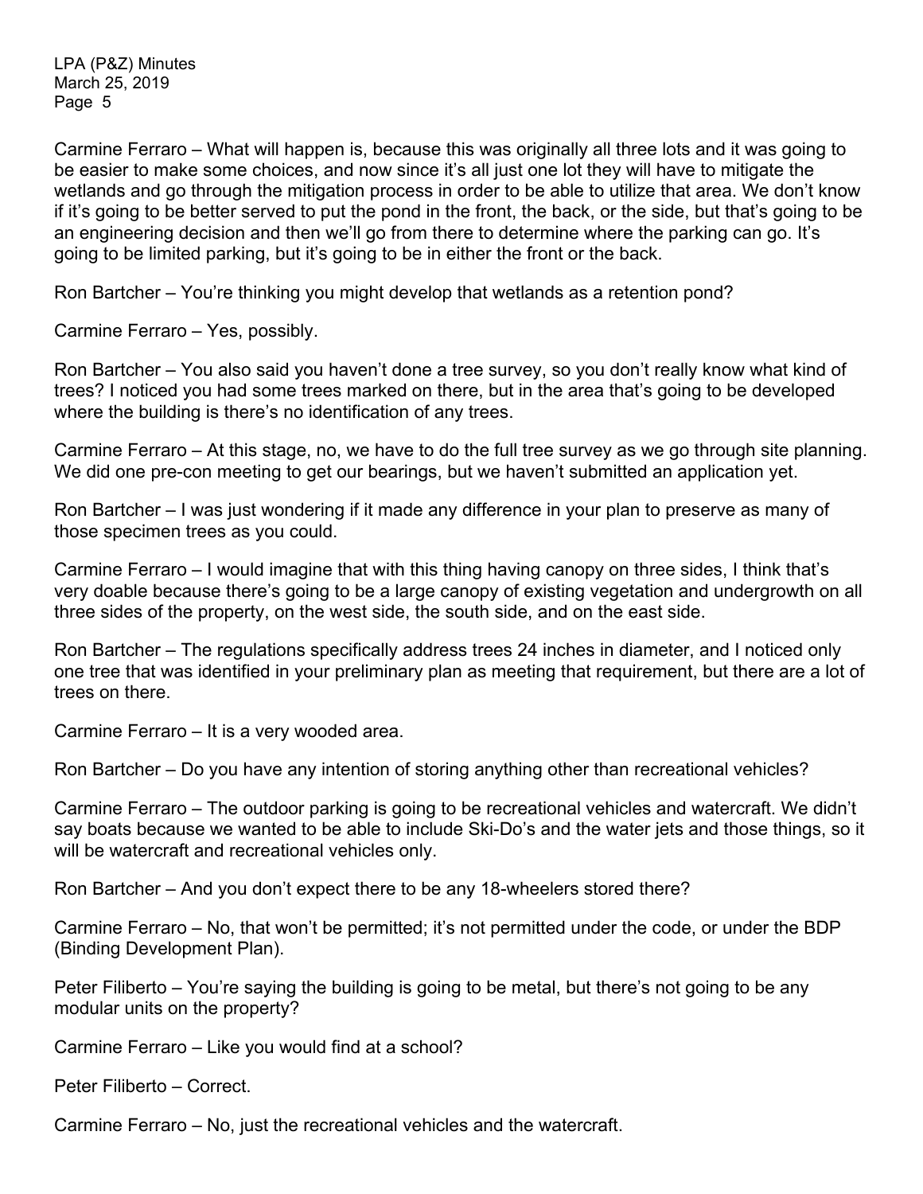Carmine Ferraro – What will happen is, because this was originally all three lots and it was going to be easier to make some choices, and now since it's all just one lot they will have to mitigate the wetlands and go through the mitigation process in order to be able to utilize that area. We don't know if it's going to be better served to put the pond in the front, the back, or the side, but that's going to be an engineering decision and then we'll go from there to determine where the parking can go. It's going to be limited parking, but it's going to be in either the front or the back.

Ron Bartcher – You're thinking you might develop that wetlands as a retention pond?

Carmine Ferraro – Yes, possibly.

Ron Bartcher – You also said you haven't done a tree survey, so you don't really know what kind of trees? I noticed you had some trees marked on there, but in the area that's going to be developed where the building is there's no identification of any trees.

Carmine Ferraro – At this stage, no, we have to do the full tree survey as we go through site planning. We did one pre-con meeting to get our bearings, but we haven't submitted an application yet.

Ron Bartcher – I was just wondering if it made any difference in your plan to preserve as many of those specimen trees as you could.

Carmine Ferraro – I would imagine that with this thing having canopy on three sides, I think that's very doable because there's going to be a large canopy of existing vegetation and undergrowth on all three sides of the property, on the west side, the south side, and on the east side.

Ron Bartcher – The regulations specifically address trees 24 inches in diameter, and I noticed only one tree that was identified in your preliminary plan as meeting that requirement, but there are a lot of trees on there.

Carmine Ferraro – It is a very wooded area.

Ron Bartcher – Do you have any intention of storing anything other than recreational vehicles?

Carmine Ferraro – The outdoor parking is going to be recreational vehicles and watercraft. We didn't say boats because we wanted to be able to include Ski-Do's and the water jets and those things, so it will be watercraft and recreational vehicles only.

Ron Bartcher – And you don't expect there to be any 18-wheelers stored there?

Carmine Ferraro – No, that won't be permitted; it's not permitted under the code, or under the BDP (Binding Development Plan).

Peter Filiberto – You're saying the building is going to be metal, but there's not going to be any modular units on the property?

Carmine Ferraro – Like you would find at a school?

Peter Filiberto – Correct.

Carmine Ferraro – No, just the recreational vehicles and the watercraft.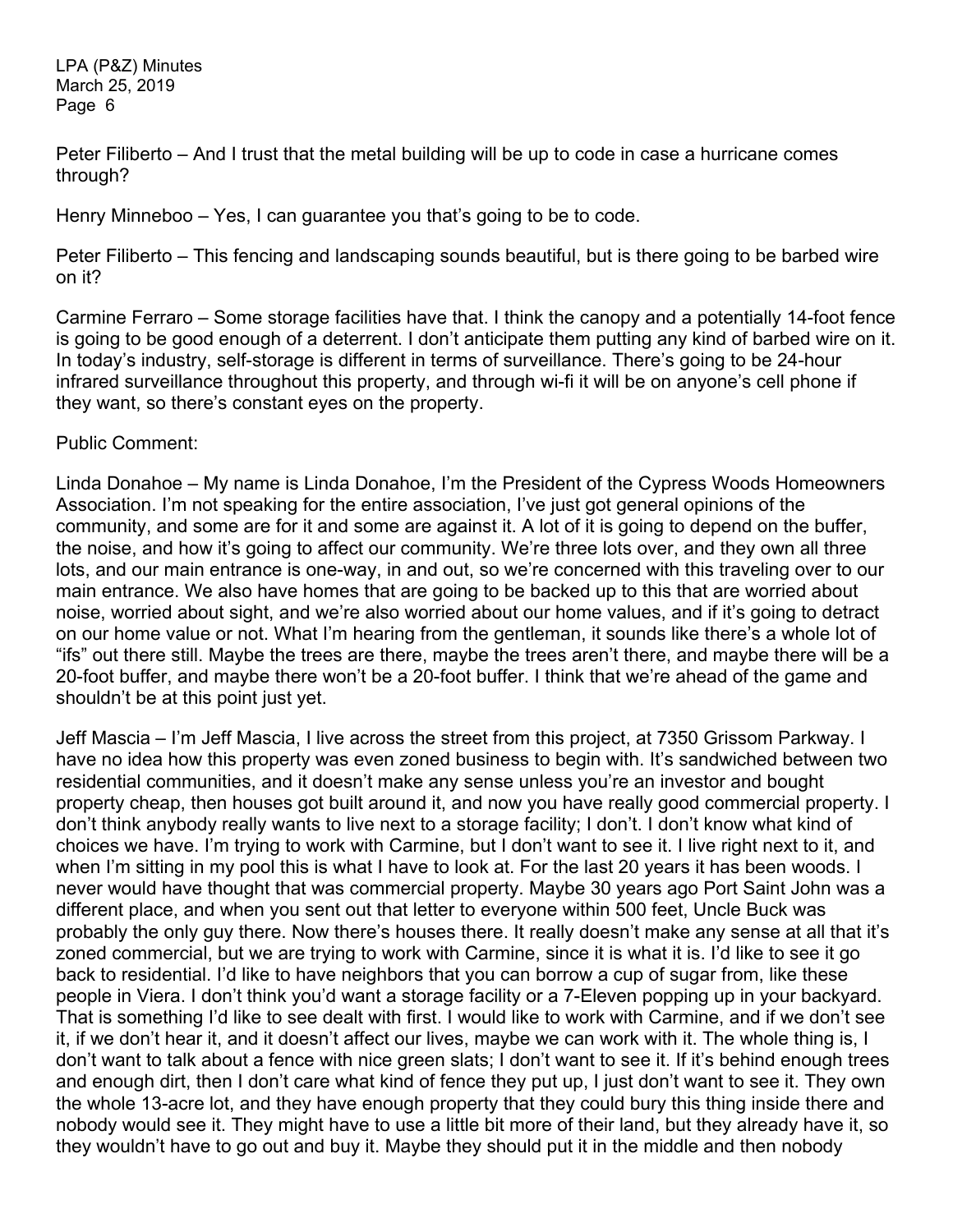Peter Filiberto – And I trust that the metal building will be up to code in case a hurricane comes through?

Henry Minneboo – Yes, I can guarantee you that's going to be to code.

Peter Filiberto – This fencing and landscaping sounds beautiful, but is there going to be barbed wire on it?

Carmine Ferraro – Some storage facilities have that. I think the canopy and a potentially 14-foot fence is going to be good enough of a deterrent. I don't anticipate them putting any kind of barbed wire on it. In today's industry, self-storage is different in terms of surveillance. There's going to be 24-hour infrared surveillance throughout this property, and through wi-fi it will be on anyone's cell phone if they want, so there's constant eyes on the property.

Public Comment:

Linda Donahoe – My name is Linda Donahoe, I'm the President of the Cypress Woods Homeowners Association. I'm not speaking for the entire association, I've just got general opinions of the community, and some are for it and some are against it. A lot of it is going to depend on the buffer, the noise, and how it's going to affect our community. We're three lots over, and they own all three lots, and our main entrance is one-way, in and out, so we're concerned with this traveling over to our main entrance. We also have homes that are going to be backed up to this that are worried about noise, worried about sight, and we're also worried about our home values, and if it's going to detract on our home value or not. What I'm hearing from the gentleman, it sounds like there's a whole lot of "ifs" out there still. Maybe the trees are there, maybe the trees aren't there, and maybe there will be a 20-foot buffer, and maybe there won't be a 20-foot buffer. I think that we're ahead of the game and shouldn't be at this point just yet.

Jeff Mascia – I'm Jeff Mascia, I live across the street from this project, at 7350 Grissom Parkway. I have no idea how this property was even zoned business to begin with. It's sandwiched between two residential communities, and it doesn't make any sense unless you're an investor and bought property cheap, then houses got built around it, and now you have really good commercial property. I don't think anybody really wants to live next to a storage facility; I don't. I don't know what kind of choices we have. I'm trying to work with Carmine, but I don't want to see it. I live right next to it, and when I'm sitting in my pool this is what I have to look at. For the last 20 years it has been woods. I never would have thought that was commercial property. Maybe 30 years ago Port Saint John was a different place, and when you sent out that letter to everyone within 500 feet, Uncle Buck was probably the only guy there. Now there's houses there. It really doesn't make any sense at all that it's zoned commercial, but we are trying to work with Carmine, since it is what it is. I'd like to see it go back to residential. I'd like to have neighbors that you can borrow a cup of sugar from, like these people in Viera. I don't think you'd want a storage facility or a 7-Eleven popping up in your backyard. That is something I'd like to see dealt with first. I would like to work with Carmine, and if we don't see it, if we don't hear it, and it doesn't affect our lives, maybe we can work with it. The whole thing is, I don't want to talk about a fence with nice green slats; I don't want to see it. If it's behind enough trees and enough dirt, then I don't care what kind of fence they put up, I just don't want to see it. They own the whole 13-acre lot, and they have enough property that they could bury this thing inside there and nobody would see it. They might have to use a little bit more of their land, but they already have it, so they wouldn't have to go out and buy it. Maybe they should put it in the middle and then nobody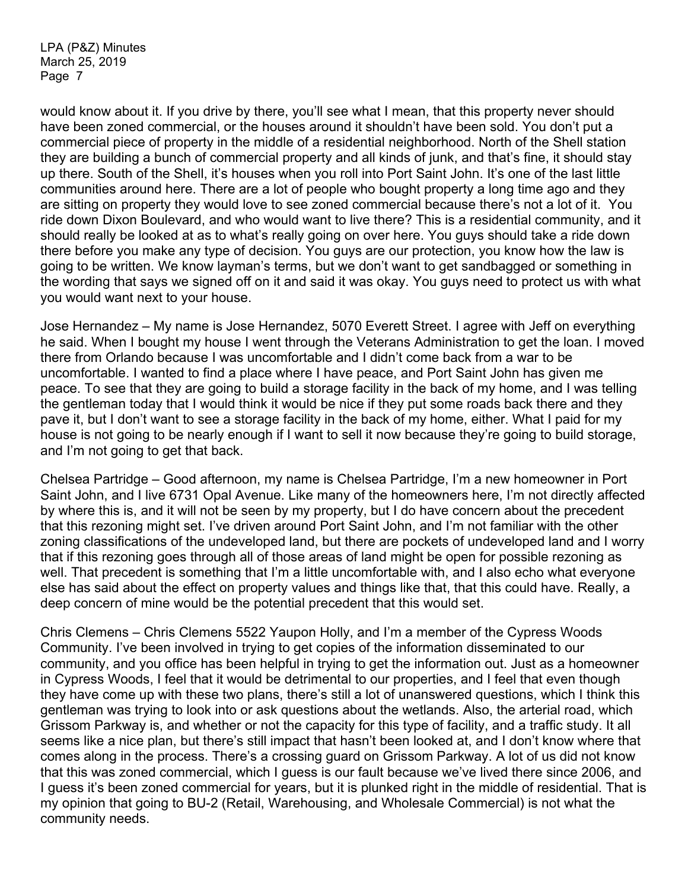would know about it. If you drive by there, you'll see what I mean, that this property never should have been zoned commercial, or the houses around it shouldn't have been sold. You don't put a commercial piece of property in the middle of a residential neighborhood. North of the Shell station they are building a bunch of commercial property and all kinds of junk, and that's fine, it should stay up there. South of the Shell, it's houses when you roll into Port Saint John. It's one of the last little communities around here. There are a lot of people who bought property a long time ago and they are sitting on property they would love to see zoned commercial because there's not a lot of it. You ride down Dixon Boulevard, and who would want to live there? This is a residential community, and it should really be looked at as to what's really going on over here. You guys should take a ride down there before you make any type of decision. You guys are our protection, you know how the law is going to be written. We know layman's terms, but we don't want to get sandbagged or something in the wording that says we signed off on it and said it was okay. You guys need to protect us with what you would want next to your house.

Jose Hernandez – My name is Jose Hernandez, 5070 Everett Street. I agree with Jeff on everything he said. When I bought my house I went through the Veterans Administration to get the loan. I moved there from Orlando because I was uncomfortable and I didn't come back from a war to be uncomfortable. I wanted to find a place where I have peace, and Port Saint John has given me peace. To see that they are going to build a storage facility in the back of my home, and I was telling the gentleman today that I would think it would be nice if they put some roads back there and they pave it, but I don't want to see a storage facility in the back of my home, either. What I paid for my house is not going to be nearly enough if I want to sell it now because they're going to build storage, and I'm not going to get that back.

Chelsea Partridge – Good afternoon, my name is Chelsea Partridge, I'm a new homeowner in Port Saint John, and I live 6731 Opal Avenue. Like many of the homeowners here, I'm not directly affected by where this is, and it will not be seen by my property, but I do have concern about the precedent that this rezoning might set. I've driven around Port Saint John, and I'm not familiar with the other zoning classifications of the undeveloped land, but there are pockets of undeveloped land and I worry that if this rezoning goes through all of those areas of land might be open for possible rezoning as well. That precedent is something that I'm a little uncomfortable with, and I also echo what everyone else has said about the effect on property values and things like that, that this could have. Really, a deep concern of mine would be the potential precedent that this would set.

Chris Clemens – Chris Clemens 5522 Yaupon Holly, and I'm a member of the Cypress Woods Community. I've been involved in trying to get copies of the information disseminated to our community, and you office has been helpful in trying to get the information out. Just as a homeowner in Cypress Woods, I feel that it would be detrimental to our properties, and I feel that even though they have come up with these two plans, there's still a lot of unanswered questions, which I think this gentleman was trying to look into or ask questions about the wetlands. Also, the arterial road, which Grissom Parkway is, and whether or not the capacity for this type of facility, and a traffic study. It all seems like a nice plan, but there's still impact that hasn't been looked at, and I don't know where that comes along in the process. There's a crossing guard on Grissom Parkway. A lot of us did not know that this was zoned commercial, which I guess is our fault because we've lived there since 2006, and I guess it's been zoned commercial for years, but it is plunked right in the middle of residential. That is my opinion that going to BU-2 (Retail, Warehousing, and Wholesale Commercial) is not what the community needs.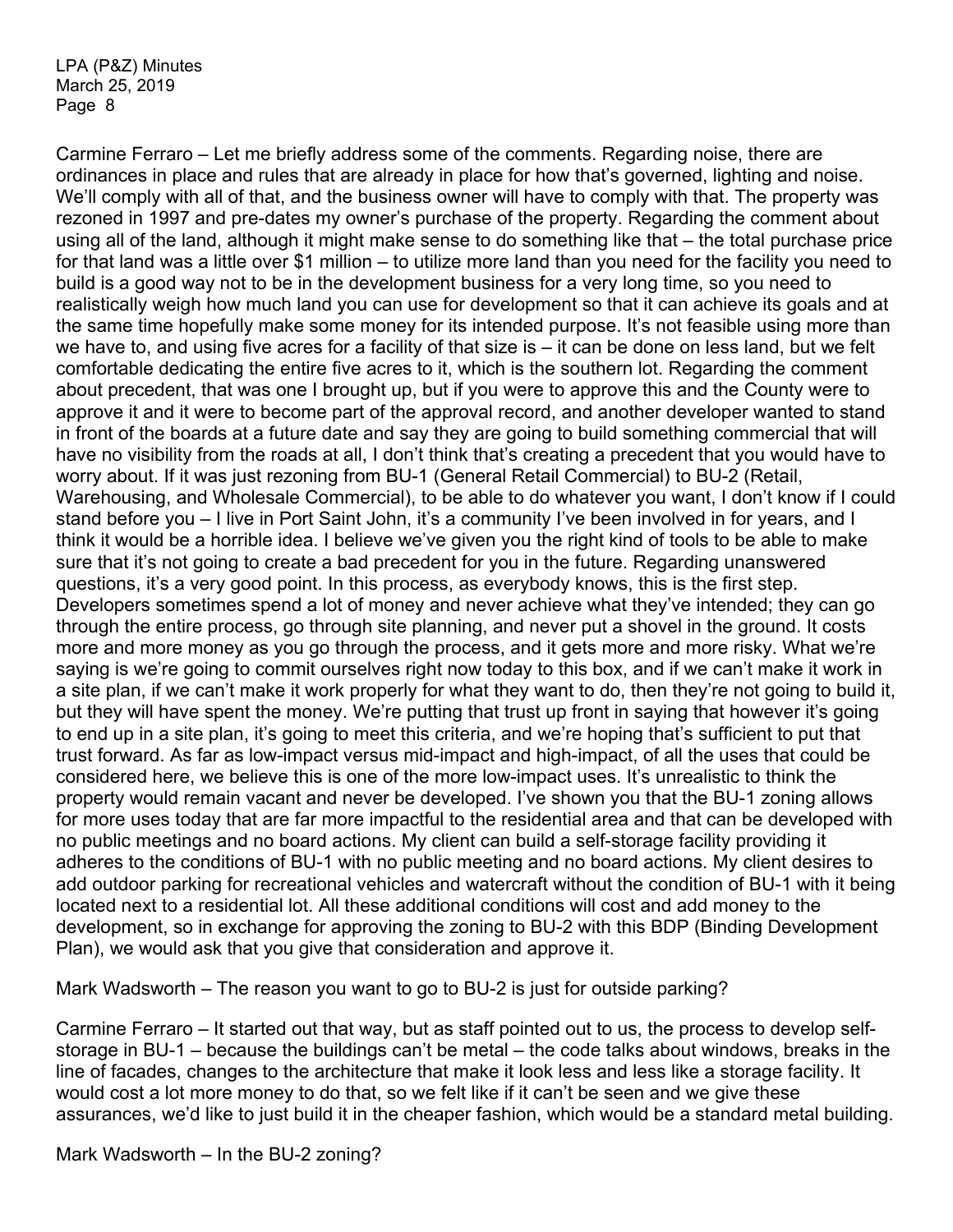Carmine Ferraro – Let me briefly address some of the comments. Regarding noise, there are ordinances in place and rules that are already in place for how that's governed, lighting and noise. We'll comply with all of that, and the business owner will have to comply with that. The property was rezoned in 1997 and pre-dates my owner's purchase of the property. Regarding the comment about using all of the land, although it might make sense to do something like that – the total purchase price for that land was a little over $1 million – to utilize more land than you need for the facility you need to build is a good way not to be in the development business for a very long time, so you need to realistically weigh how much land you can use for development so that it can achieve its goals and at the same time hopefully make some money for its intended purpose. It's not feasible using more than we have to, and using five acres for a facility of that size is – it can be done on less land, but we felt comfortable dedicating the entire five acres to it, which is the southern lot. Regarding the comment about precedent, that was one I brought up, but if you were to approve this and the County were to approve it and it were to become part of the approval record, and another developer wanted to stand in front of the boards at a future date and say they are going to build something commercial that will have no visibility from the roads at all, I don't think that's creating a precedent that you would have to worry about. If it was just rezoning from BU-1 (General Retail Commercial) to BU-2 (Retail, Warehousing, and Wholesale Commercial), to be able to do whatever you want, I don't know if I could stand before you – I live in Port Saint John, it's a community I've been involved in for years, and I think it would be a horrible idea. I believe we've given you the right kind of tools to be able to make sure that it's not going to create a bad precedent for you in the future. Regarding unanswered questions, it's a very good point. In this process, as everybody knows, this is the first step. Developers sometimes spend a lot of money and never achieve what they've intended; they can go through the entire process, go through site planning, and never put a shovel in the ground. It costs more and more money as you go through the process, and it gets more and more risky. What we're saying is we're going to commit ourselves right now today to this box, and if we can't make it work in a site plan, if we can't make it work properly for what they want to do, then they're not going to build it, but they will have spent the money. We're putting that trust up front in saying that however it's going to end up in a site plan, it's going to meet this criteria, and we're hoping that's sufficient to put that trust forward. As far as low-impact versus mid-impact and high-impact, of all the uses that could be considered here, we believe this is one of the more low-impact uses. It's unrealistic to think the property would remain vacant and never be developed. I've shown you that the BU-1 zoning allows for more uses today that are far more impactful to the residential area and that can be developed with no public meetings and no board actions. My client can build a self-storage facility providing it adheres to the conditions of BU-1 with no public meeting and no board actions. My client desires to add outdoor parking for recreational vehicles and watercraft without the condition of BU-1 with it being located next to a residential lot. All these additional conditions will cost and add money to the development, so in exchange for approving the zoning to BU-2 with this BDP (Binding Development Plan), we would ask that you give that consideration and approve it.

Mark Wadsworth – The reason you want to go to BU-2 is just for outside parking?

Carmine Ferraro – It started out that way, but as staff pointed out to us, the process to develop self-storage in BU-1 – because the buildings can't be metal – the code talks about windows, breaks in the line of facades, changes to the architecture that make it look less and less like a storage facility. It would cost a lot more money to do that, so we felt like if it can't be seen and we give these assurances, we'd like to just build it in the cheaper fashion, which would be a standard metal building.

Mark Wadsworth – In the BU-2 zoning?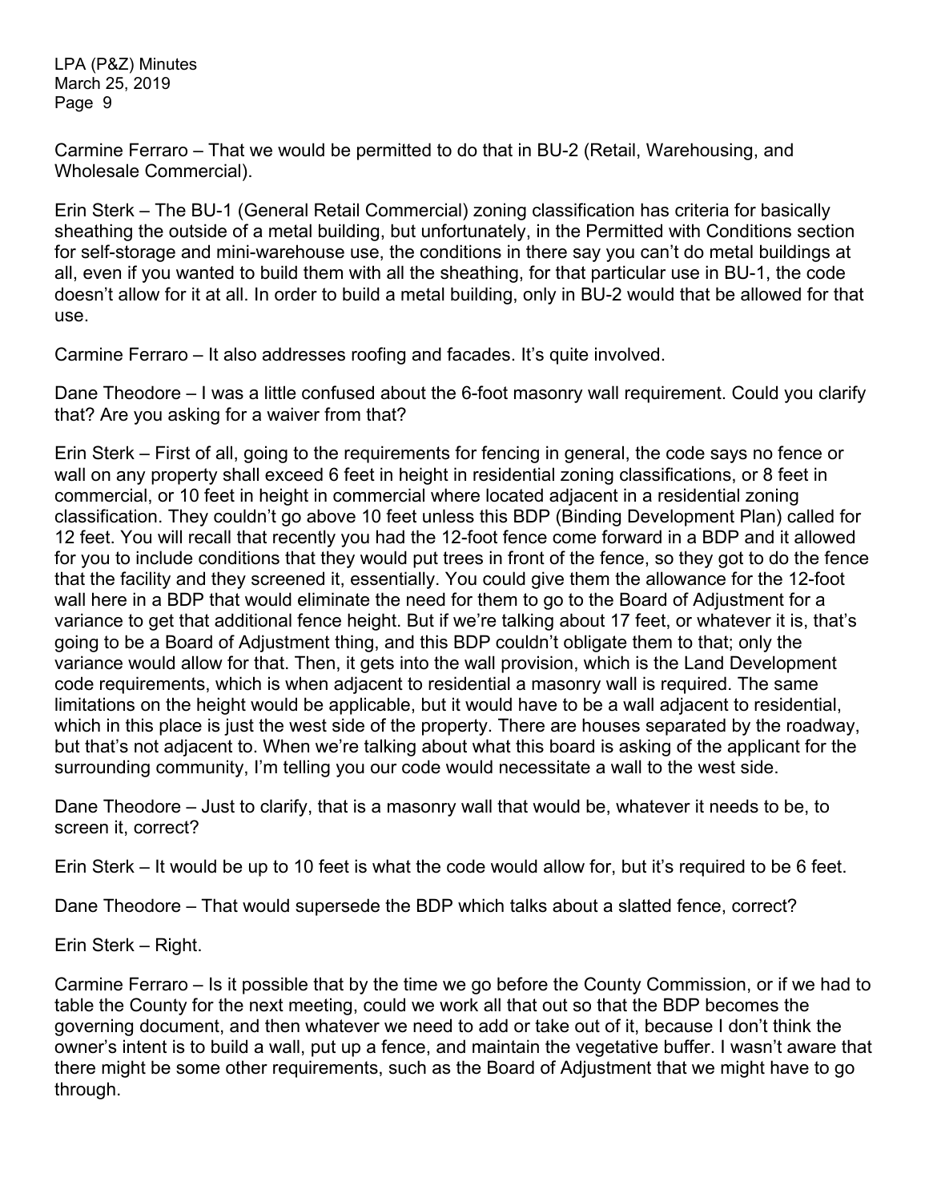Carmine Ferraro – That we would be permitted to do that in BU-2 (Retail, Warehousing, and Wholesale Commercial).

Erin Sterk – The BU-1 (General Retail Commercial) zoning classification has criteria for basically sheathing the outside of a metal building, but unfortunately, in the Permitted with Conditions section for self-storage and mini-warehouse use, the conditions in there say you can't do metal buildings at all, even if you wanted to build them with all the sheathing, for that particular use in BU-1, the code doesn't allow for it at all. In order to build a metal building, only in BU-2 would that be allowed for that use.

Carmine Ferraro – It also addresses roofing and facades. It's quite involved.

Dane Theodore – I was a little confused about the 6-foot masonry wall requirement. Could you clarify that? Are you asking for a waiver from that?

Erin Sterk – First of all, going to the requirements for fencing in general, the code says no fence or wall on any property shall exceed 6 feet in height in residential zoning classifications, or 8 feet in commercial, or 10 feet in height in commercial where located adjacent in a residential zoning classification. They couldn't go above 10 feet unless this BDP (Binding Development Plan) called for 12 feet. You will recall that recently you had the 12-foot fence come forward in a BDP and it allowed for you to include conditions that they would put trees in front of the fence, so they got to do the fence that the facility and they screened it, essentially. You could give them the allowance for the 12-foot wall here in a BDP that would eliminate the need for them to go to the Board of Adjustment for a variance to get that additional fence height. But if we're talking about 17 feet, or whatever it is, that's going to be a Board of Adjustment thing, and this BDP couldn't obligate them to that; only the variance would allow for that. Then, it gets into the wall provision, which is the Land Development code requirements, which is when adjacent to residential a masonry wall is required. The same limitations on the height would be applicable, but it would have to be a wall adjacent to residential, which in this place is just the west side of the property. There are houses separated by the roadway, but that's not adjacent to. When we're talking about what this board is asking of the applicant for the surrounding community, I'm telling you our code would necessitate a wall to the west side.

Dane Theodore – Just to clarify, that is a masonry wall that would be, whatever it needs to be, to screen it, correct?

Erin Sterk – It would be up to 10 feet is what the code would allow for, but it's required to be 6 feet.

Dane Theodore – That would supersede the BDP which talks about a slatted fence, correct?

Erin Sterk – Right.

Carmine Ferraro – Is it possible that by the time we go before the County Commission, or if we had to table the County for the next meeting, could we work all that out so that the BDP becomes the governing document, and then whatever we need to add or take out of it, because I don't think the owner's intent is to build a wall, put up a fence, and maintain the vegetative buffer. I wasn't aware that there might be some other requirements, such as the Board of Adjustment that we might have to go through.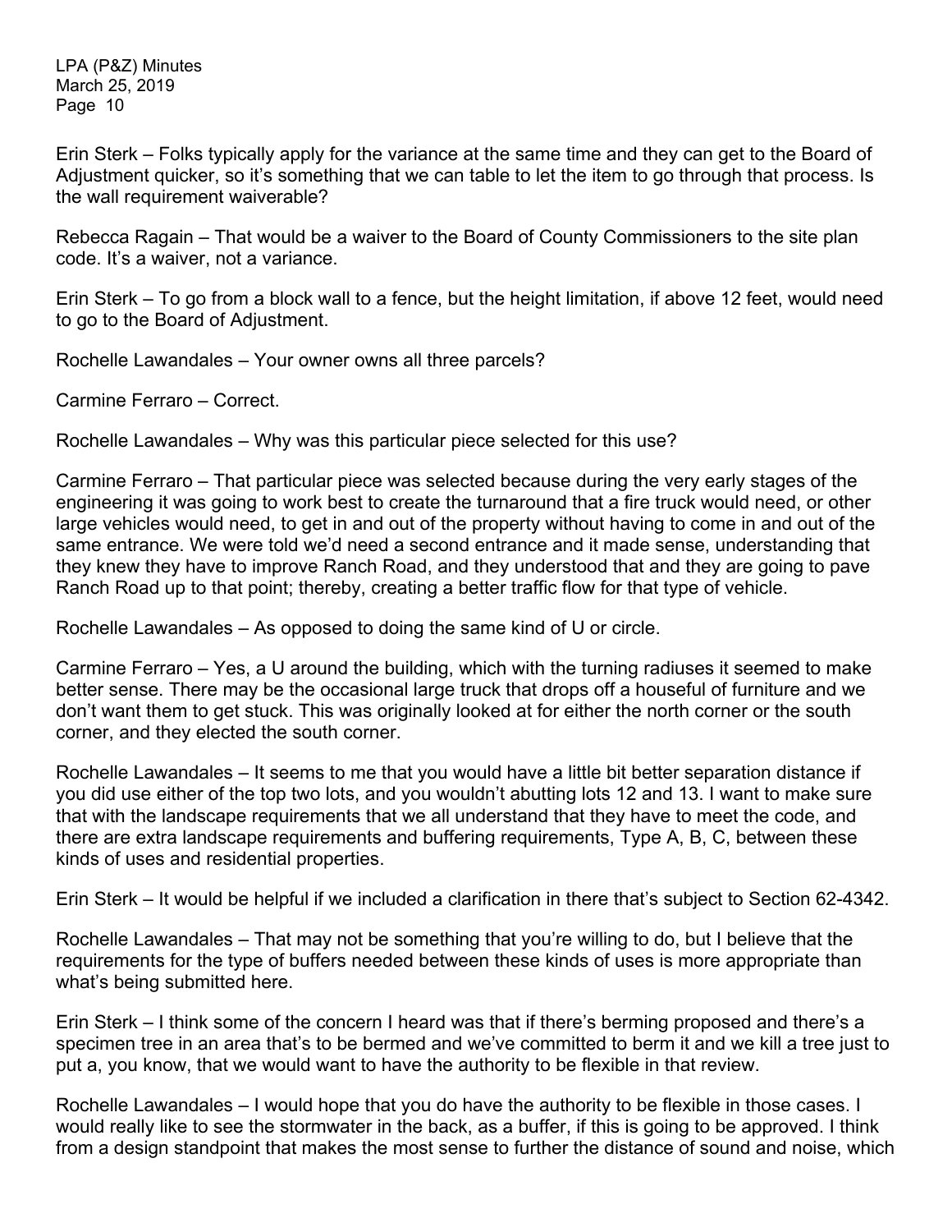Erin Sterk – Folks typically apply for the variance at the same time and they can get to the Board of Adjustment quicker, so it's something that we can table to let the item to go through that process. Is the wall requirement waiverable?

Rebecca Ragain – That would be a waiver to the Board of County Commissioners to the site plan code. It's a waiver, not a variance.

Erin Sterk – To go from a block wall to a fence, but the height limitation, if above 12 feet, would need to go to the Board of Adjustment.

Rochelle Lawandales – Your owner owns all three parcels?

Carmine Ferraro – Correct.

Rochelle Lawandales – Why was this particular piece selected for this use?

Carmine Ferraro – That particular piece was selected because during the very early stages of the engineering it was going to work best to create the turnaround that a fire truck would need, or other large vehicles would need, to get in and out of the property without having to come in and out of the same entrance. We were told we'd need a second entrance and it made sense, understanding that they knew they have to improve Ranch Road, and they understood that and they are going to pave Ranch Road up to that point; thereby, creating a better traffic flow for that type of vehicle.

Rochelle Lawandales – As opposed to doing the same kind of U or circle.

Carmine Ferraro – Yes, a U around the building, which with the turning radiuses it seemed to make better sense. There may be the occasional large truck that drops off a houseful of furniture and we don't want them to get stuck. This was originally looked at for either the north corner or the south corner, and they elected the south corner.

Rochelle Lawandales – It seems to me that you would have a little bit better separation distance if you did use either of the top two lots, and you wouldn't abutting lots 12 and 13. I want to make sure that with the landscape requirements that we all understand that they have to meet the code, and there are extra landscape requirements and buffering requirements, Type A, B, C, between these kinds of uses and residential properties.

Erin Sterk – It would be helpful if we included a clarification in there that's subject to Section 62-4342.

Rochelle Lawandales – That may not be something that you're willing to do, but I believe that the requirements for the type of buffers needed between these kinds of uses is more appropriate than what's being submitted here.

Erin Sterk – I think some of the concern I heard was that if there's berming proposed and there's a specimen tree in an area that's to be bermed and we've committed to berm it and we kill a tree just to put a, you know, that we would want to have the authority to be flexible in that review.

Rochelle Lawandales – I would hope that you do have the authority to be flexible in those cases. I would really like to see the stormwater in the back, as a buffer, if this is going to be approved. I think from a design standpoint that makes the most sense to further the distance of sound and noise, which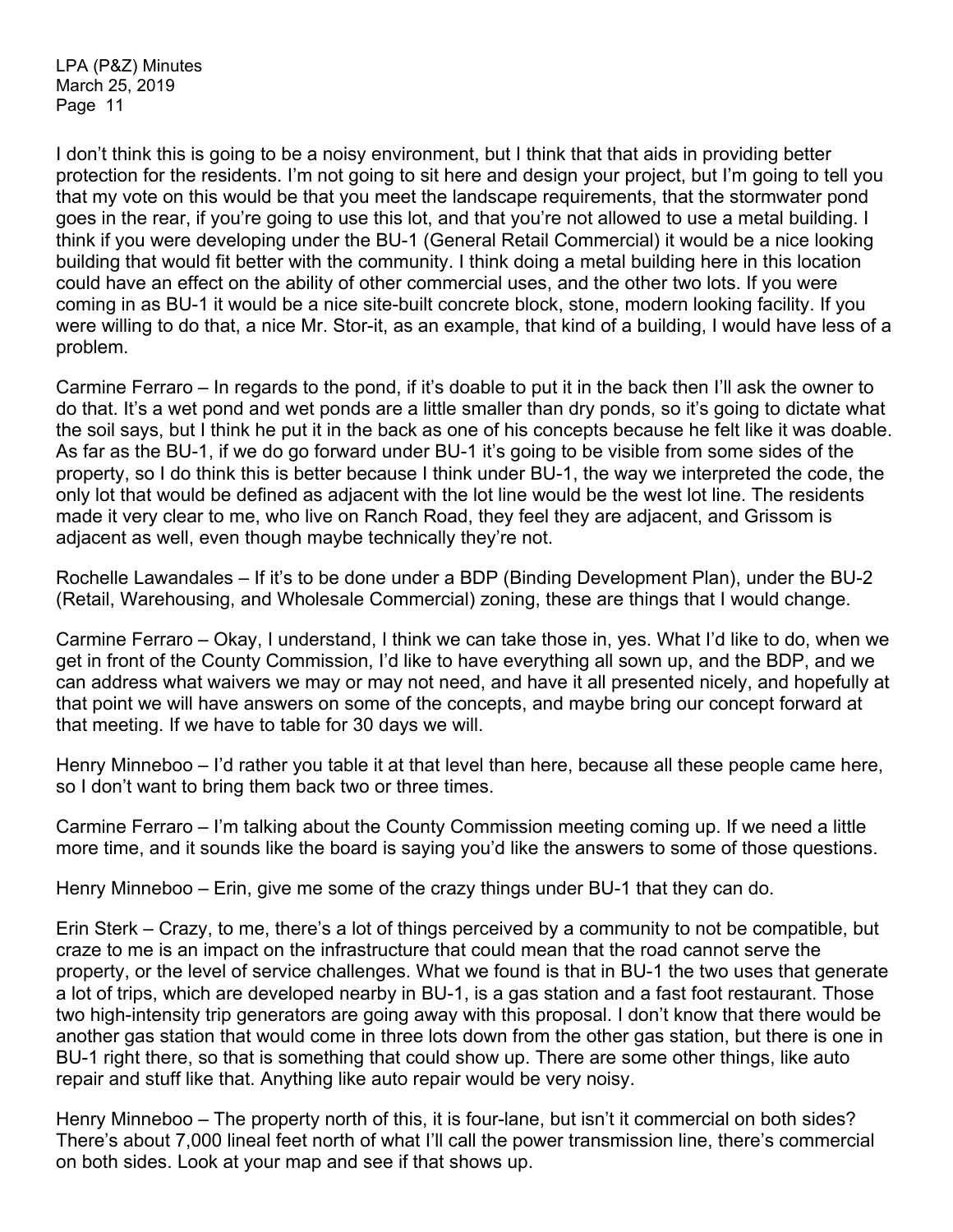I don't think this is going to be a noisy environment, but I think that that aids in providing better protection for the residents. I'm not going to sit here and design your project, but I'm going to tell you that my vote on this would be that you meet the landscape requirements, that the stormwater pond goes in the rear, if you're going to use this lot, and that you're not allowed to use a metal building. I think if you were developing under the BU-1 (General Retail Commercial) it would be a nice looking building that would fit better with the community. I think doing a metal building here in this location could have an effect on the ability of other commercial uses, and the other two lots. If you were coming in as BU-1 it would be a nice site-built concrete block, stone, modern looking facility. If you were willing to do that, a nice Mr. Stor-it, as an example, that kind of a building, I would have less of a problem.

Carmine Ferraro – In regards to the pond, if it's doable to put it in the back then I'll ask the owner to do that. It's a wet pond and wet ponds are a little smaller than dry ponds, so it's going to dictate what the soil says, but I think he put it in the back as one of his concepts because he felt like it was doable. As far as the BU-1, if we do go forward under BU-1 it's going to be visible from some sides of the property, so I do think this is better because I think under BU-1, the way we interpreted the code, the only lot that would be defined as adjacent with the lot line would be the west lot line. The residents made it very clear to me, who live on Ranch Road, they feel they are adjacent, and Grissom is adjacent as well, even though maybe technically they're not.

Rochelle Lawandales – If it's to be done under a BDP (Binding Development Plan), under the BU-2 (Retail, Warehousing, and Wholesale Commercial) zoning, these are things that I would change.

Carmine Ferraro – Okay, I understand, I think we can take those in, yes. What I'd like to do, when we get in front of the County Commission, I'd like to have everything all sown up, and the BDP, and we can address what waivers we may or may not need, and have it all presented nicely, and hopefully at that point we will have answers on some of the concepts, and maybe bring our concept forward at that meeting. If we have to table for 30 days we will.

Henry Minneboo – I'd rather you table it at that level than here, because all these people came here, so I don't want to bring them back two or three times.

Carmine Ferraro – I'm talking about the County Commission meeting coming up. If we need a little more time, and it sounds like the board is saying you'd like the answers to some of those questions.

Henry Minneboo – Erin, give me some of the crazy things under BU-1 that they can do.

Erin Sterk – Crazy, to me, there's a lot of things perceived by a community to not be compatible, but craze to me is an impact on the infrastructure that could mean that the road cannot serve the property, or the level of service challenges. What we found is that in BU-1 the two uses that generate a lot of trips, which are developed nearby in BU-1, is a gas station and a fast foot restaurant. Those two high-intensity trip generators are going away with this proposal. I don't know that there would be another gas station that would come in three lots down from the other gas station, but there is one in BU-1 right there, so that is something that could show up. There are some other things, like auto repair and stuff like that. Anything like auto repair would be very noisy.

Henry Minneboo – The property north of this, it is four-lane, but isn't it commercial on both sides? There's about 7,000 lineal feet north of what I'll call the power transmission line, there's commercial on both sides. Look at your map and see if that shows up.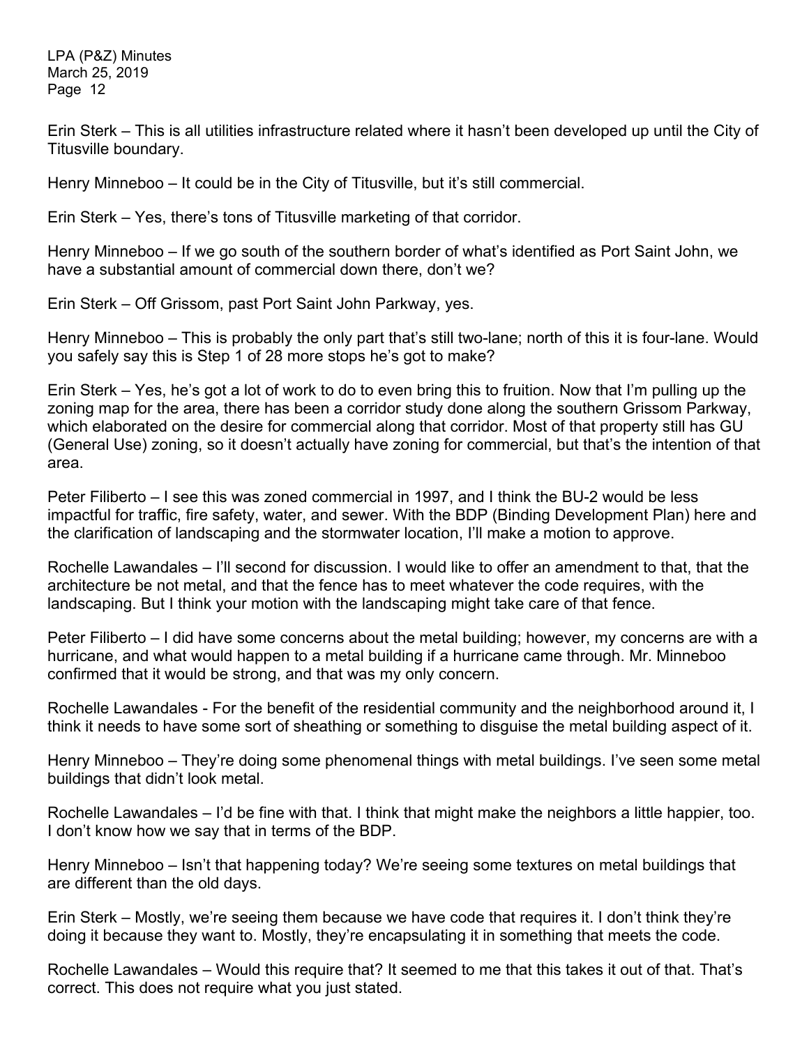Erin Sterk – This is all utilities infrastructure related where it hasn't been developed up until the City of Titusville boundary.

Henry Minneboo – It could be in the City of Titusville, but it's still commercial.

Erin Sterk – Yes, there's tons of Titusville marketing of that corridor.

Henry Minneboo – If we go south of the southern border of what's identified as Port Saint John, we have a substantial amount of commercial down there, don't we?

Erin Sterk – Off Grissom, past Port Saint John Parkway, yes.

Henry Minneboo – This is probably the only part that's still two-lane; north of this it is four-lane. Would you safely say this is Step 1 of 28 more stops he's got to make?

Erin Sterk – Yes, he's got a lot of work to do to even bring this to fruition. Now that I'm pulling up the zoning map for the area, there has been a corridor study done along the southern Grissom Parkway, which elaborated on the desire for commercial along that corridor. Most of that property still has GU (General Use) zoning, so it doesn't actually have zoning for commercial, but that's the intention of that area.

Peter Filiberto – I see this was zoned commercial in 1997, and I think the BU-2 would be less impactful for traffic, fire safety, water, and sewer. With the BDP (Binding Development Plan) here and the clarification of landscaping and the stormwater location, I'll make a motion to approve.

Rochelle Lawandales – I'll second for discussion. I would like to offer an amendment to that, that the architecture be not metal, and that the fence has to meet whatever the code requires, with the landscaping. But I think your motion with the landscaping might take care of that fence.

Peter Filiberto – I did have some concerns about the metal building; however, my concerns are with a hurricane, and what would happen to a metal building if a hurricane came through. Mr. Minneboo confirmed that it would be strong, and that was my only concern.

Rochelle Lawandales - For the benefit of the residential community and the neighborhood around it, I think it needs to have some sort of sheathing or something to disguise the metal building aspect of it.

Henry Minneboo – They're doing some phenomenal things with metal buildings. I've seen some metal buildings that didn't look metal.

Rochelle Lawandales – I'd be fine with that. I think that might make the neighbors a little happier, too. I don't know how we say that in terms of the BDP.

Henry Minneboo – Isn't that happening today? We're seeing some textures on metal buildings that are different than the old days.

Erin Sterk – Mostly, we're seeing them because we have code that requires it. I don't think they're doing it because they want to. Mostly, they're encapsulating it in something that meets the code.

Rochelle Lawandales – Would this require that? It seemed to me that this takes it out of that. That's correct. This does not require what you just stated.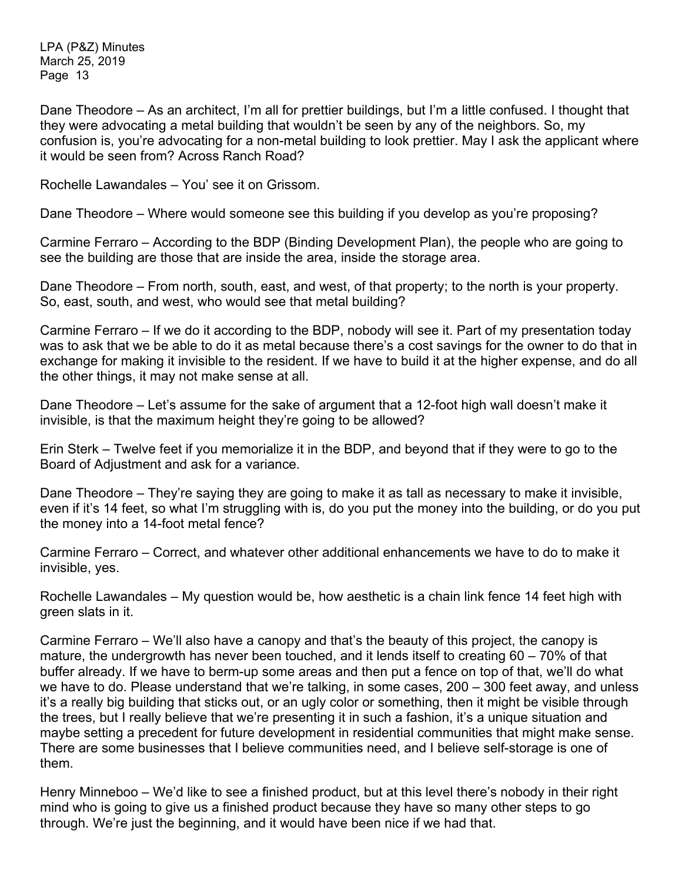Dane Theodore – As an architect, I'm all for prettier buildings, but I'm a little confused. I thought that they were advocating a metal building that wouldn't be seen by any of the neighbors. So, my confusion is, you're advocating for a non-metal building to look prettier. May I ask the applicant where it would be seen from? Across Ranch Road?

Rochelle Lawandales – You' see it on Grissom.

Dane Theodore – Where would someone see this building if you develop as you're proposing?

Carmine Ferraro – According to the BDP (Binding Development Plan), the people who are going to see the building are those that are inside the area, inside the storage area.

Dane Theodore – From north, south, east, and west, of that property; to the north is your property. So, east, south, and west, who would see that metal building?

Carmine Ferraro – If we do it according to the BDP, nobody will see it. Part of my presentation today was to ask that we be able to do it as metal because there's a cost savings for the owner to do that in exchange for making it invisible to the resident. If we have to build it at the higher expense, and do all the other things, it may not make sense at all.

Dane Theodore – Let's assume for the sake of argument that a 12-foot high wall doesn't make it invisible, is that the maximum height they're going to be allowed?

Erin Sterk – Twelve feet if you memorialize it in the BDP, and beyond that if they were to go to the Board of Adjustment and ask for a variance.

Dane Theodore – They're saying they are going to make it as tall as necessary to make it invisible, even if it's 14 feet, so what I'm struggling with is, do you put the money into the building, or do you put the money into a 14-foot metal fence?

Carmine Ferraro – Correct, and whatever other additional enhancements we have to do to make it invisible, yes.

Rochelle Lawandales – My question would be, how aesthetic is a chain link fence 14 feet high with green slats in it.

Carmine Ferraro – We'll also have a canopy and that's the beauty of this project, the canopy is mature, the undergrowth has never been touched, and it lends itself to creating 60 – 70% of that buffer already. If we have to berm-up some areas and then put a fence on top of that, we'll do what we have to do. Please understand that we're talking, in some cases, 200 – 300 feet away, and unless it's a really big building that sticks out, or an ugly color or something, then it might be visible through the trees, but I really believe that we're presenting it in such a fashion, it's a unique situation and maybe setting a precedent for future development in residential communities that might make sense. There are some businesses that I believe communities need, and I believe self-storage is one of them.

Henry Minneboo – We'd like to see a finished product, but at this level there's nobody in their right mind who is going to give us a finished product because they have so many other steps to go through. We're just the beginning, and it would have been nice if we had that.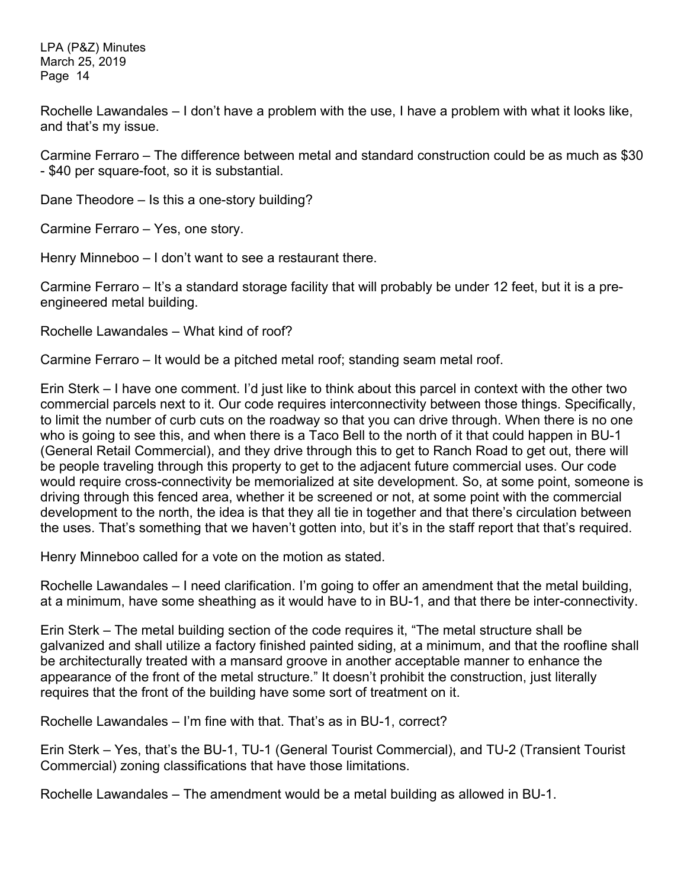Rochelle Lawandales – I don’t have a problem with the use, I have a problem with what it looks like, and that’s my issue.

Carmine Ferraro – The difference between metal and standard construction could be as much as $30 - $40 per square-foot, so it is substantial.

Dane Theodore – Is this a one-story building?

Carmine Ferraro – Yes, one story.

Henry Minneboo – I don’t want to see a restaurant there.

Carmine Ferraro – It’s a standard storage facility that will probably be under 12 feet, but it is a pre-engineered metal building.

Rochelle Lawandales – What kind of roof?

Carmine Ferraro – It would be a pitched metal roof; standing seam metal roof.

Erin Sterk – I have one comment. I’d just like to think about this parcel in context with the other two commercial parcels next to it. Our code requires interconnectivity between those things. Specifically, to limit the number of curb cuts on the roadway so that you can drive through. When there is no one who is going to see this, and when there is a Taco Bell to the north of it that could happen in BU-1 (General Retail Commercial), and they drive through this to get to Ranch Road to get out, there will be people traveling through this property to get to the adjacent future commercial uses. Our code would require cross-connectivity be memorialized at site development. So, at some point, someone is driving through this fenced area, whether it be screened or not, at some point with the commercial development to the north, the idea is that they all tie in together and that there’s circulation between the uses. That’s something that we haven’t gotten into, but it’s in the staff report that that’s required.

Henry Minneboo called for a vote on the motion as stated.

Rochelle Lawandales – I need clarification. I’m going to offer an amendment that the metal building, at a minimum, have some sheathing as it would have to in BU-1, and that there be inter-connectivity.

Erin Sterk – The metal building section of the code requires it, “The metal structure shall be galvanized and shall utilize a factory finished painted siding, at a minimum, and that the roofline shall be architecturally treated with a mansard groove in another acceptable manner to enhance the appearance of the front of the metal structure.” It doesn’t prohibit the construction, just literally requires that the front of the building have some sort of treatment on it.

Rochelle Lawandales – I’m fine with that. That’s as in BU-1, correct?

Erin Sterk – Yes, that’s the BU-1, TU-1 (General Tourist Commercial), and TU-2 (Transient Tourist Commercial) zoning classifications that have those limitations.

Rochelle Lawandales – The amendment would be a metal building as allowed in BU-1.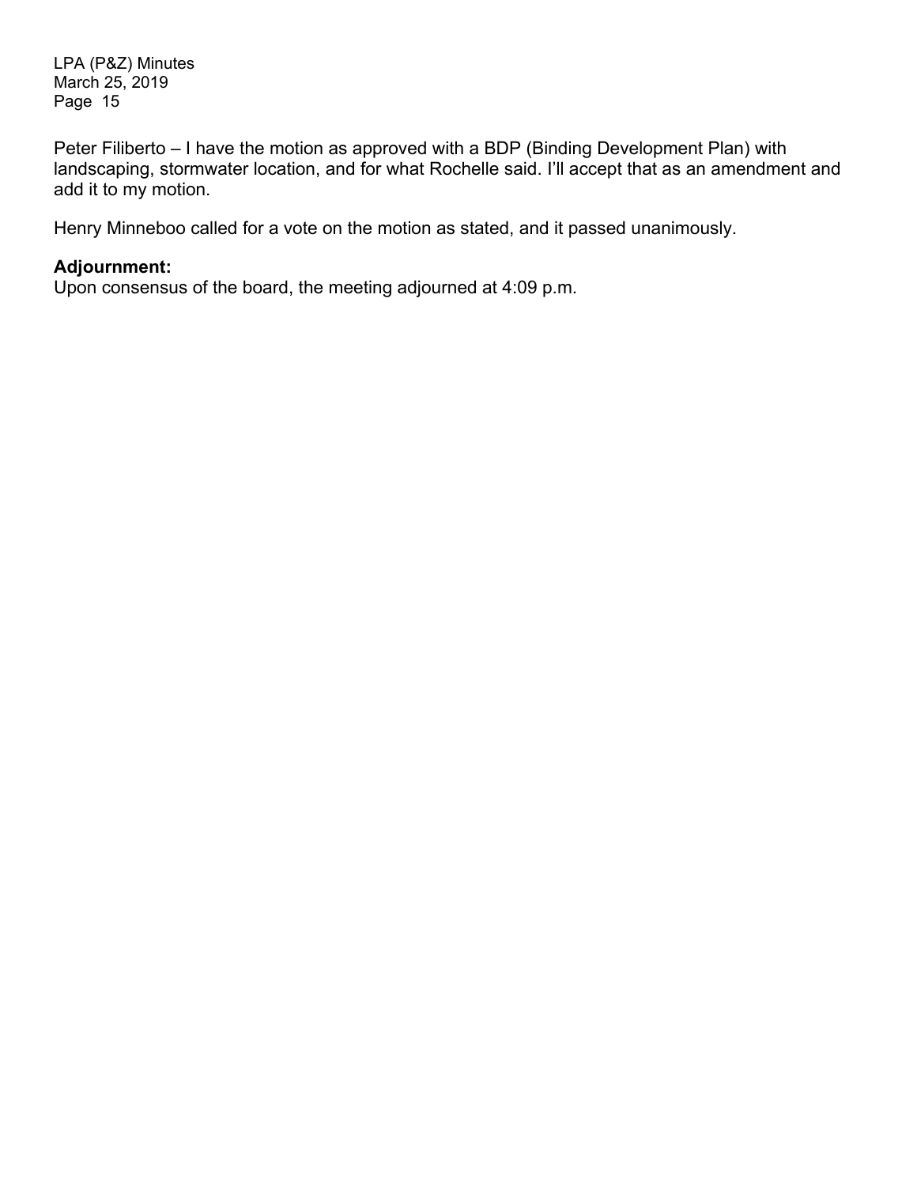Peter Filiberto – I have the motion as approved with a BDP (Binding Development Plan) with landscaping, stormwater location, and for what Rochelle said. I'll accept that as an amendment and add it to my motion.

Henry Minneboo called for a vote on the motion as stated, and it passed unanimously.

**Adjournment:**
Upon consensus of the board, the meeting adjourned at 4:09 p.m.